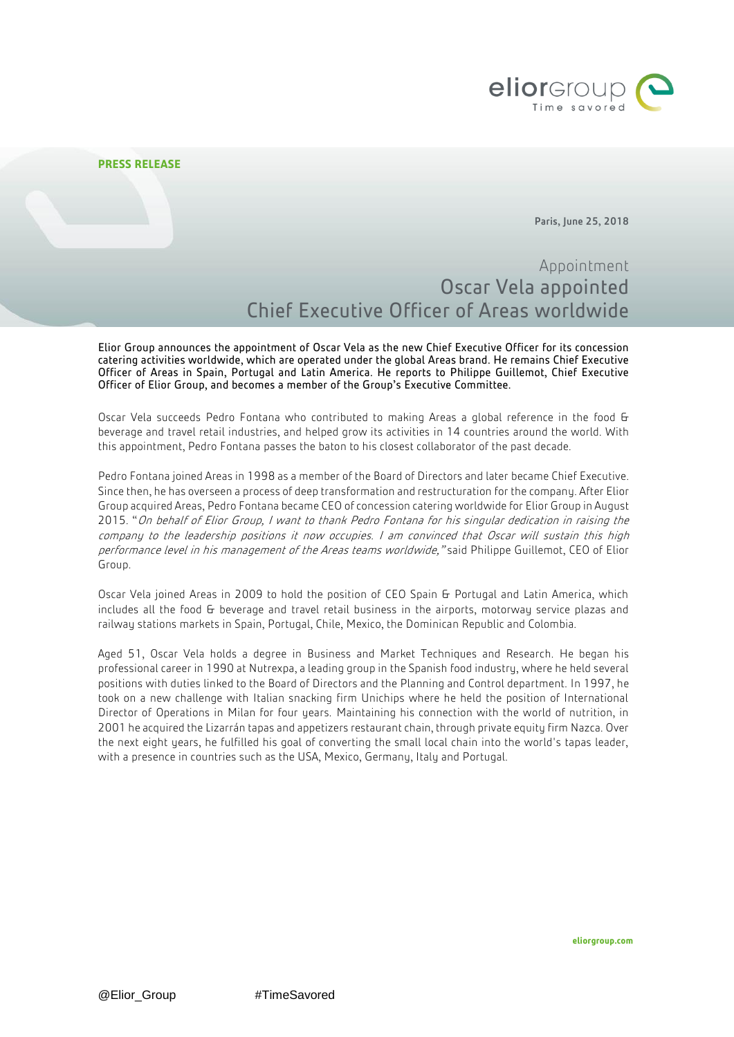PRESS RELEASE

Paris, June 25, 2018

# Appointment
# Oscar Vela appointed Chief Executive Officer of Areas worldwide

**Elior Group announces the appointment of Oscar Vela as the new Chief Executive Officer for its concession catering activities worldwide, which are operated under the global Areas brand. He remains Chief Executive Officer of Areas in Spain, Portugal and Latin America. He reports to Philippe Guillemot, Chief Executive Officer of Elior Group, and becomes a member of the Group's Executive Committee.**

Oscar Vela succeeds Pedro Fontana who contributed to making Areas a global reference in the food & beverage and travel retail industries, and helped grow its activities in 14 countries around the world. With this appointment, Pedro Fontana passes the baton to his closest collaborator of the past decade.

Pedro Fontana joined Areas in 1998 as a member of the Board of Directors and later became Chief Executive. Since then, he has overseen a process of deep transformation and restructuration for the company. After Elior Group acquired Areas, Pedro Fontana became CEO of concession catering worldwide for Elior Group in August 2015. "*On behalf of Elior Group, I want to thank Pedro Fontana for his singular dedication in raising the company to the leadership positions it now occupies. I am convinced that Oscar will sustain this high performance level in his management of the Areas teams worldwide,"* said Philippe Guillemot, CEO of Elior Group.

Oscar Vela joined Areas in 2009 to hold the position of CEO Spain & Portugal and Latin America, which includes all the food & beverage and travel retail business in the airports, motorway service plazas and railway stations markets in Spain, Portugal, Chile, Mexico, the Dominican Republic and Colombia.

Aged 51, Oscar Vela holds a degree in Business and Market Techniques and Research. He began his professional career in 1990 at Nutrexpa, a leading group in the Spanish food industry, where he held several positions with duties linked to the Board of Directors and the Planning and Control department. In 1997, he took on a new challenge with Italian snacking firm Unichips where he held the position of International Director of Operations in Milan for four years. Maintaining his connection with the world of nutrition, in 2001 he acquired the Lizarrán tapas and appetizers restaurant chain, through private equity firm Nazca. Over the next eight years, he fulfilled his goal of converting the small local chain into the world's tapas leader, with a presence in countries such as the USA, Mexico, Germany, Italy and Portugal.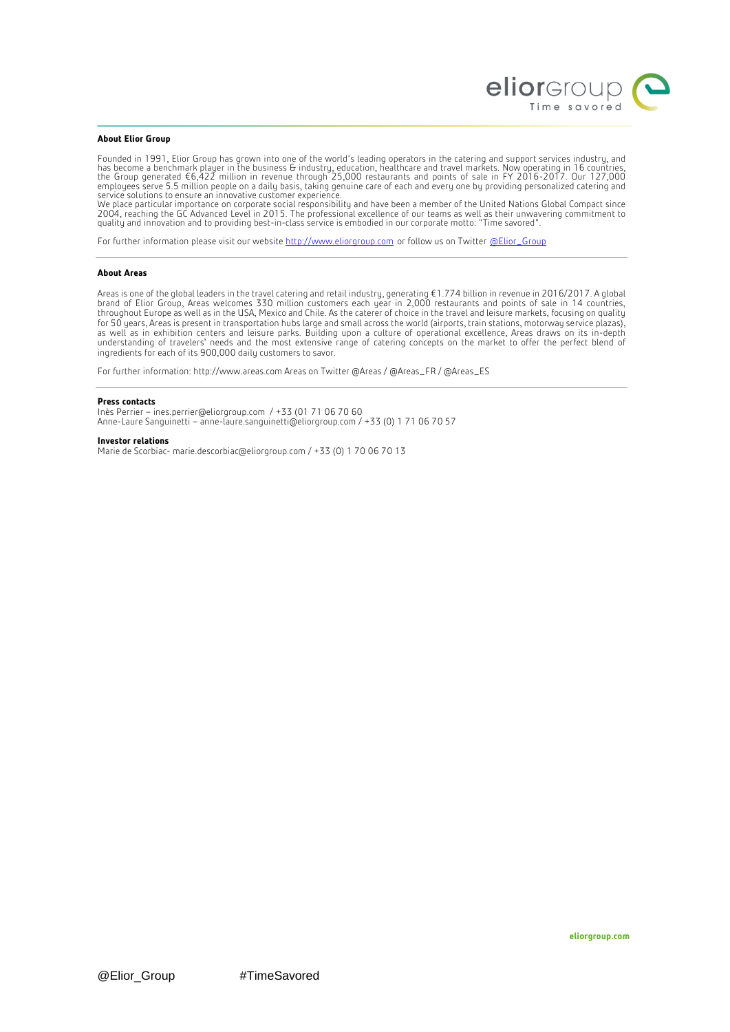### About Elior Group

Founded in 1991, Elior Group has grown into one of the world's leading operators in the catering and support services industry, and has become a benchmark player in the business & industry, education, healthcare and travel markets. Now operating in 16 countries, the Group generated €6,422 million in revenue through 25,000 restaurants and points of sale in FY 2016-2017. Our 127,000 employees serve 5.5 million people on a daily basis, taking genuine care of each and every one by providing personalized catering and service solutions to ensure an innovative customer experience.
We place particular importance on corporate social responsibility and have been a member of the United Nations Global Compact since 2004, reaching the GC Advanced Level in 2015. The professional excellence of our teams as well as their unwavering commitment to quality and innovation and to providing best-in-class service is embodied in our corporate motto: "Time savored".

For further information please visit our website http://www.eliorgroup.com or follow us on Twitter @Elior_Group

### About Areas

Areas is one of the global leaders in the travel catering and retail industry, generating €1.774 billion in revenue in 2016/2017. A global brand of Elior Group, Areas welcomes 330 million customers each year in 2,000 restaurants and points of sale in 14 countries, throughout Europe as well as in the USA, Mexico and Chile. As the caterer of choice in the travel and leisure markets, focusing on quality for 50 years, Areas is present in transportation hubs large and small across the world (airports, train stations, motorway service plazas), as well as in exhibition centers and leisure parks. Building upon a culture of operational excellence, Areas draws on its in-depth understanding of travelers' needs and the most extensive range of catering concepts on the market to offer the perfect blend of ingredients for each of its 900,000 daily customers to savor.

For further information: http://www.areas.com Areas on Twitter @Areas / @Areas_FR / @Areas_ES

**Press contacts**
Inès Perrier – ines.perrier@eliorgroup.com / +33 (01 71 06 70 60
Anne-Laure Sanguinetti – anne-laure.sanguinetti@eliorgroup.com / +33 (0) 1 71 06 70 57

**Investor relations**
Marie de Scorbiac- marie.descorbiac@eliorgroup.com / +33 (0) 1 70 06 70 13